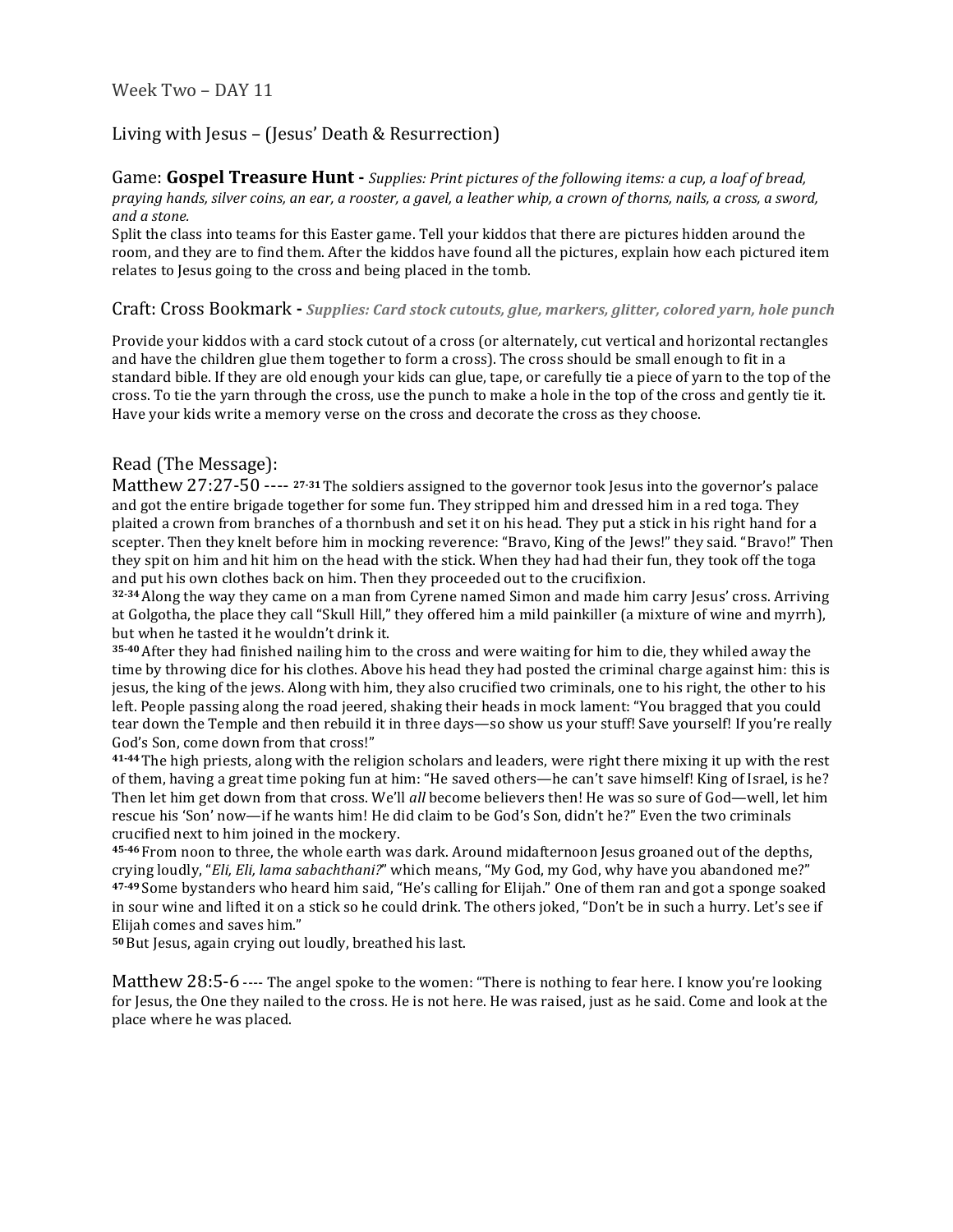Week Two – DAY 11

Living with Jesus – (Jesus' Death & Resurrection)

Game: **Gospel Treasure Hunt -** *Supplies: Print pictures of the following items: a cup, a loaf of bread, praying hands, silver coins, an ear, a rooster, a gavel, a leather whip, a crown of thorns, nails, a cross, a sword, and a stone.*

Split the class into teams for this Easter game. Tell your kiddos that there are pictures hidden around the room, and they are to find them. After the kiddos have found all the pictures, explain how each pictured item relates to Jesus going to the cross and being placed in the tomb.

Craft: Cross Bookmark - ***Supplies: Card stock cutouts, glue, markers, glitter, colored yarn, hole punch***

Provide your kiddos with a card stock cutout of a cross (or alternately, cut vertical and horizontal rectangles and have the children glue them together to form a cross). The cross should be small enough to fit in a standard bible. If they are old enough your kids can glue, tape, or carefully tie a piece of yarn to the top of the cross. To tie the yarn through the cross, use the punch to make a hole in the top of the cross and gently tie it. Have your kids write a memory verse on the cross and decorate the cross as they choose.

Read (The Message):

Matthew 27:27-50 ---- **27-31** The soldiers assigned to the governor took Jesus into the governor's palace and got the entire brigade together for some fun. They stripped him and dressed him in a red toga. They plaited a crown from branches of a thornbush and set it on his head. They put a stick in his right hand for a scepter. Then they knelt before him in mocking reverence: "Bravo, King of the Jews!" they said. "Bravo!" Then they spit on him and hit him on the head with the stick. When they had had their fun, they took off the toga and put his own clothes back on him. Then they proceeded out to the crucifixion.

**32-34** Along the way they came on a man from Cyrene named Simon and made him carry Jesus' cross. Arriving at Golgotha, the place they call "Skull Hill," they offered him a mild painkiller (a mixture of wine and myrrh), but when he tasted it he wouldn't drink it.

**35-40** After they had finished nailing him to the cross and were waiting for him to die, they whiled away the time by throwing dice for his clothes. Above his head they had posted the criminal charge against him: this is jesus, the king of the jews. Along with him, they also crucified two criminals, one to his right, the other to his left. People passing along the road jeered, shaking their heads in mock lament: "You bragged that you could tear down the Temple and then rebuild it in three days—so show us your stuff! Save yourself! If you're really God's Son, come down from that cross!"

**41-44** The high priests, along with the religion scholars and leaders, were right there mixing it up with the rest of them, having a great time poking fun at him: "He saved others—he can't save himself! King of Israel, is he? Then let him get down from that cross. We'll *all* become believers then! He was so sure of God—well, let him rescue his 'Son' now—if he wants him! He did claim to be God's Son, didn't he?" Even the two criminals crucified next to him joined in the mockery.

**45-46** From noon to three, the whole earth was dark. Around midafternoon Jesus groaned out of the depths, crying loudly, "*Eli, Eli, lama sabachthani?*" which means, "My God, my God, why have you abandoned me?"

**47-49** Some bystanders who heard him said, "He's calling for Elijah." One of them ran and got a sponge soaked in sour wine and lifted it on a stick so he could drink. The others joked, "Don't be in such a hurry. Let's see if Elijah comes and saves him."

**50** But Jesus, again crying out loudly, breathed his last.

Matthew 28:5-6 ---- The angel spoke to the women: "There is nothing to fear here. I know you're looking for Jesus, the One they nailed to the cross. He is not here. He was raised, just as he said. Come and look at the place where he was placed.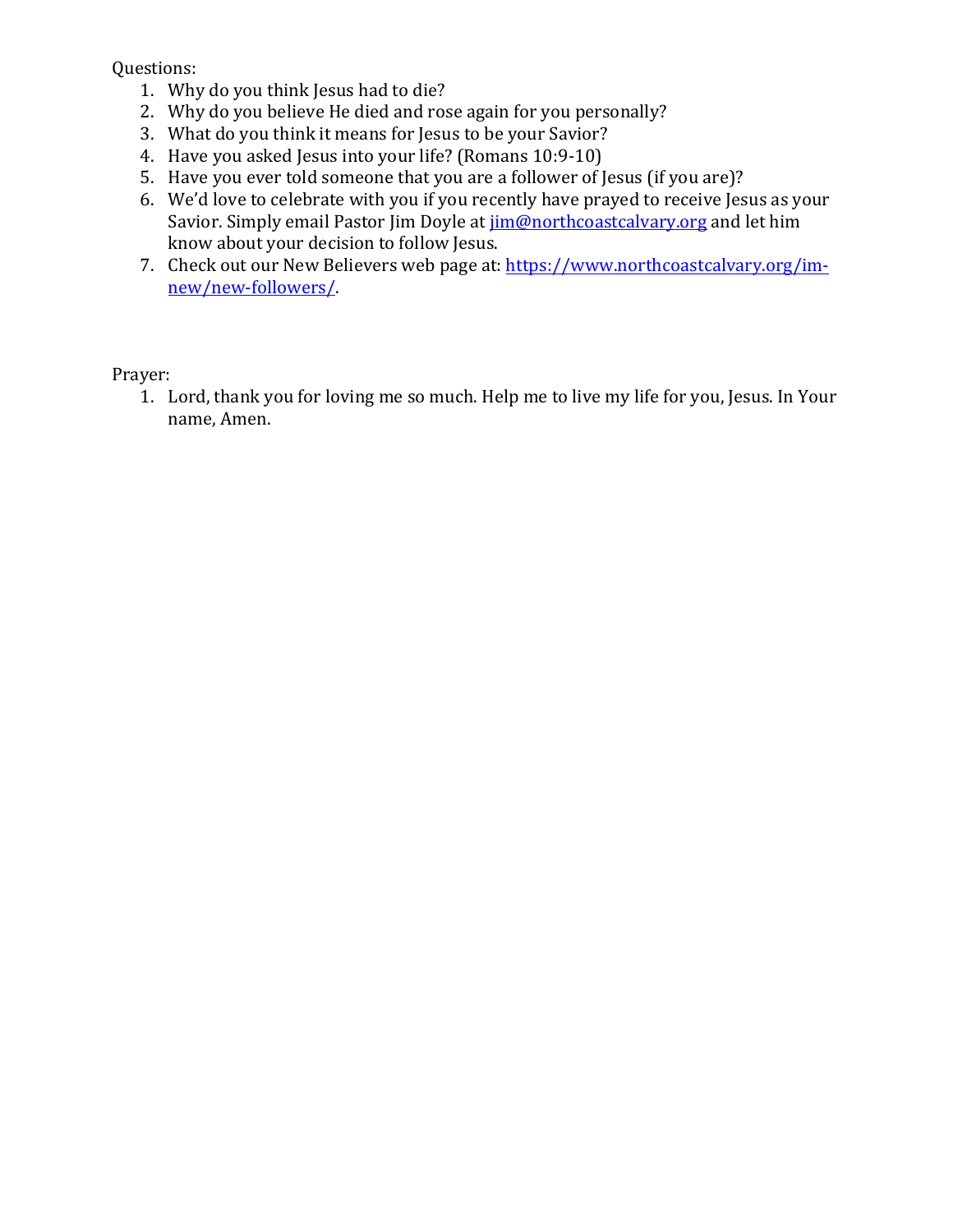Questions:

1. Why do you think Jesus had to die?
2. Why do you believe He died and rose again for you personally?
3. What do you think it means for Jesus to be your Savior?
4. Have you asked Jesus into your life? (Romans 10:9-10)
5. Have you ever told someone that you are a follower of Jesus (if you are)?
6. We'd love to celebrate with you if you recently have prayed to receive Jesus as your Savior. Simply email Pastor Jim Doyle at [jim@northcoastcalvary.org](mailto:jim@northcoastcalvary.org) and let him know about your decision to follow Jesus.
7. Check out our New Believers web page at: [https://www.northcoastcalvary.org/im-new/new-followers/](https://www.northcoastcalvary.org/im-new/new-followers/).

Prayer:

1. Lord, thank you for loving me so much. Help me to live my life for you, Jesus. In Your name, Amen.